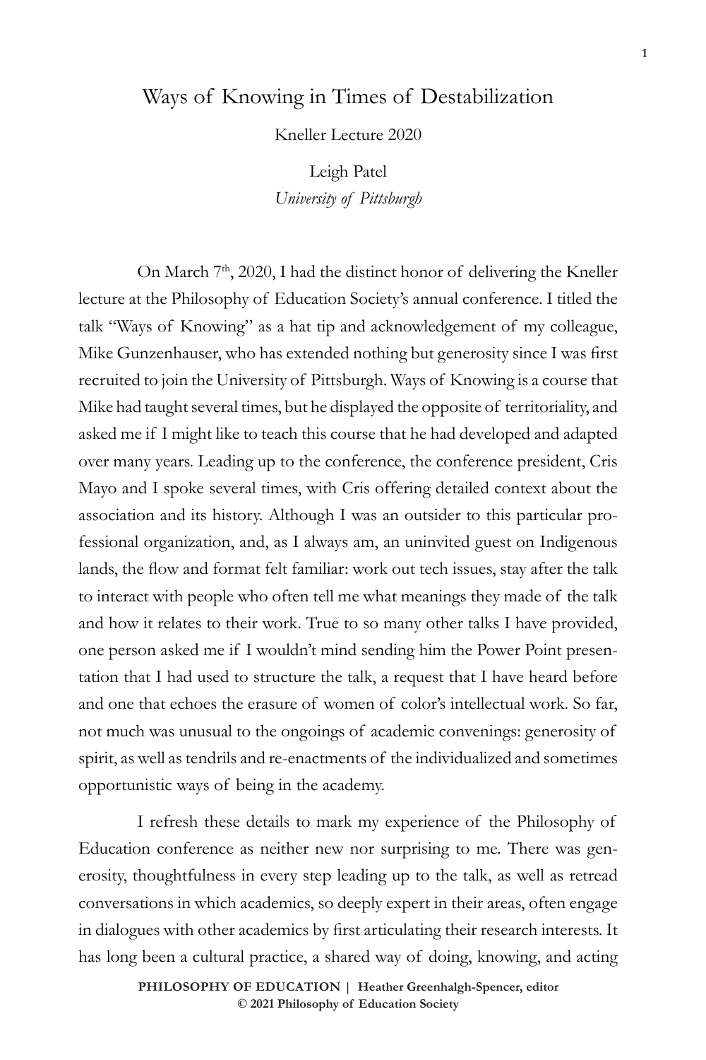# Ways of Knowing in Times of Destabilization

Kneller Lecture 2020

Leigh Patel
*University of Pittsburgh*

On March 7th, 2020, I had the distinct honor of delivering the Kneller lecture at the Philosophy of Education Society's annual conference. I titled the talk "Ways of Knowing" as a hat tip and acknowledgement of my colleague, Mike Gunzenhauser, who has extended nothing but generosity since I was first recruited to join the University of Pittsburgh. Ways of Knowing is a course that Mike had taught several times, but he displayed the opposite of territoriality, and asked me if I might like to teach this course that he had developed and adapted over many years. Leading up to the conference, the conference president, Cris Mayo and I spoke several times, with Cris offering detailed context about the association and its history. Although I was an outsider to this particular professional organization, and, as I always am, an uninvited guest on Indigenous lands, the flow and format felt familiar: work out tech issues, stay after the talk to interact with people who often tell me what meanings they made of the talk and how it relates to their work. True to so many other talks I have provided, one person asked me if I wouldn't mind sending him the Power Point presentation that I had used to structure the talk, a request that I have heard before and one that echoes the erasure of women of color's intellectual work. So far, not much was unusual to the ongoings of academic convenings: generosity of spirit, as well as tendrils and re-enactments of the individualized and sometimes opportunistic ways of being in the academy.

I refresh these details to mark my experience of the Philosophy of Education conference as neither new nor surprising to me. There was generosity, thoughtfulness in every step leading up to the talk, as well as retread conversations in which academics, so deeply expert in their areas, often engage in dialogues with other academics by first articulating their research interests. It has long been a cultural practice, a shared way of doing, knowing, and acting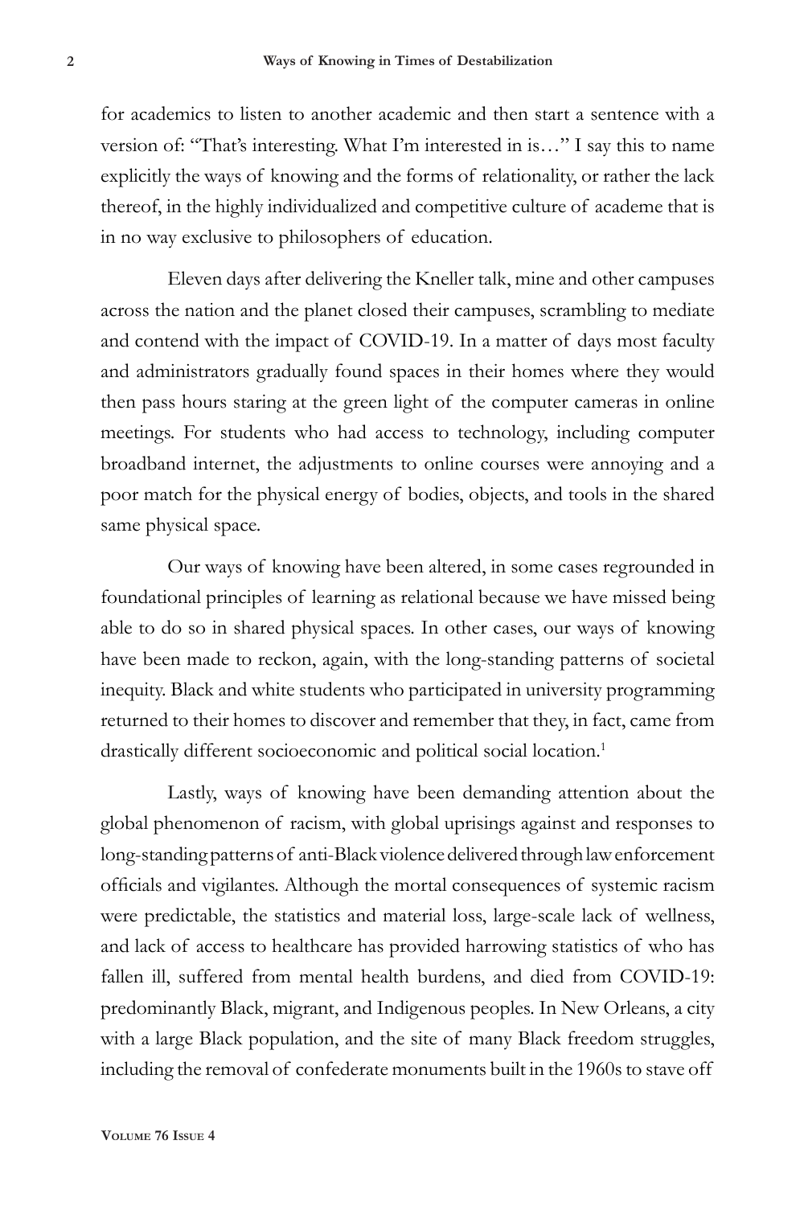for academics to listen to another academic and then start a sentence with a version of: "That's interesting. What I'm interested in is…" I say this to name explicitly the ways of knowing and the forms of relationality, or rather the lack thereof, in the highly individualized and competitive culture of academe that is in no way exclusive to philosophers of education.

Eleven days after delivering the Kneller talk, mine and other campuses across the nation and the planet closed their campuses, scrambling to mediate and contend with the impact of COVID-19. In a matter of days most faculty and administrators gradually found spaces in their homes where they would then pass hours staring at the green light of the computer cameras in online meetings. For students who had access to technology, including computer broadband internet, the adjustments to online courses were annoying and a poor match for the physical energy of bodies, objects, and tools in the shared same physical space.

Our ways of knowing have been altered, in some cases regrounded in foundational principles of learning as relational because we have missed being able to do so in shared physical spaces. In other cases, our ways of knowing have been made to reckon, again, with the long-standing patterns of societal inequity. Black and white students who participated in university programming returned to their homes to discover and remember that they, in fact, came from drastically different socioeconomic and political social location.[1]

Lastly, ways of knowing have been demanding attention about the global phenomenon of racism, with global uprisings against and responses to long-standing patterns of anti-Black violence delivered through law enforcement officials and vigilantes. Although the mortal consequences of systemic racism were predictable, the statistics and material loss, large-scale lack of wellness, and lack of access to healthcare has provided harrowing statistics of who has fallen ill, suffered from mental health burdens, and died from COVID-19: predominantly Black, migrant, and Indigenous peoples. In New Orleans, a city with a large Black population, and the site of many Black freedom struggles, including the removal of confederate monuments built in the 1960s to stave off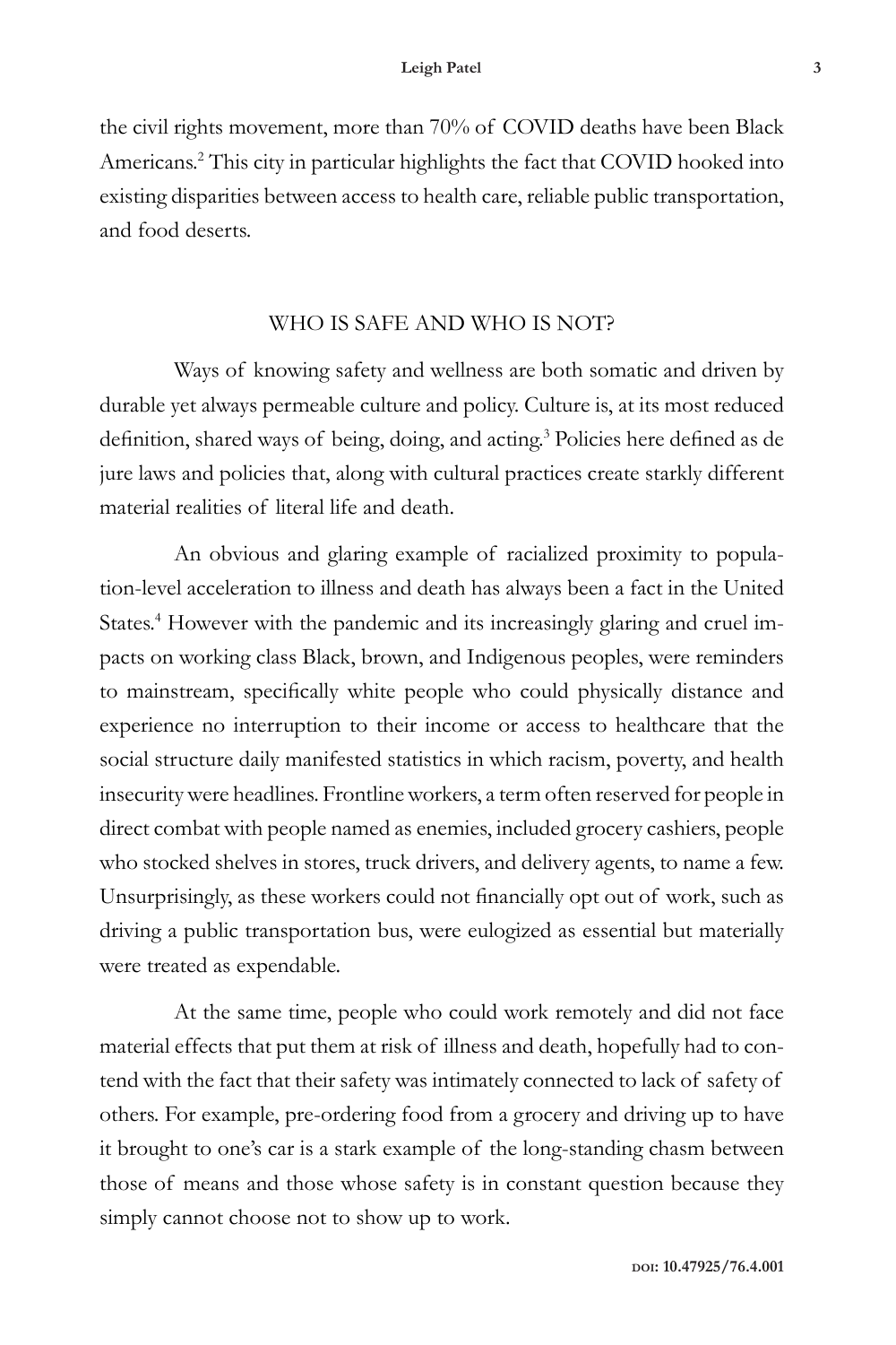the civil rights movement, more than 70% of COVID deaths have been Black Americans.[2] This city in particular highlights the fact that COVID hooked into existing disparities between access to health care, reliable public transportation, and food deserts.

## WHO IS SAFE AND WHO IS NOT?

Ways of knowing safety and wellness are both somatic and driven by durable yet always permeable culture and policy. Culture is, at its most reduced definition, shared ways of being, doing, and acting.[3] Policies here defined as de jure laws and policies that, along with cultural practices create starkly different material realities of literal life and death.

An obvious and glaring example of racialized proximity to population-level acceleration to illness and death has always been a fact in the United States.[4] However with the pandemic and its increasingly glaring and cruel impacts on working class Black, brown, and Indigenous peoples, were reminders to mainstream, specifically white people who could physically distance and experience no interruption to their income or access to healthcare that the social structure daily manifested statistics in which racism, poverty, and health insecurity were headlines. Frontline workers, a term often reserved for people in direct combat with people named as enemies, included grocery cashiers, people who stocked shelves in stores, truck drivers, and delivery agents, to name a few. Unsurprisingly, as these workers could not financially opt out of work, such as driving a public transportation bus, were eulogized as essential but materially were treated as expendable.

At the same time, people who could work remotely and did not face material effects that put them at risk of illness and death, hopefully had to contend with the fact that their safety was intimately connected to lack of safety of others. For example, pre-ordering food from a grocery and driving up to have it brought to one's car is a stark example of the long-standing chasm between those of means and those whose safety is in constant question because they simply cannot choose not to show up to work.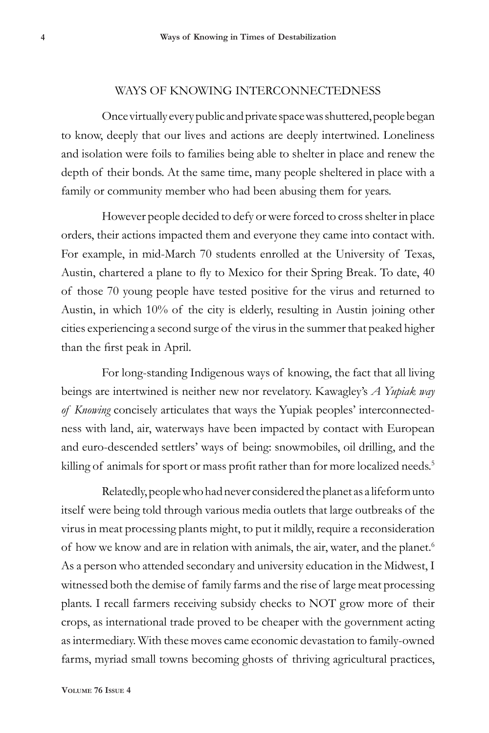## WAYS OF KNOWING INTERCONNECTEDNESS

Once virtually every public and private space was shuttered, people began to know, deeply that our lives and actions are deeply intertwined. Loneliness and isolation were foils to families being able to shelter in place and renew the depth of their bonds. At the same time, many people sheltered in place with a family or community member who had been abusing them for years.

However people decided to defy or were forced to cross shelter in place orders, their actions impacted them and everyone they came into contact with. For example, in mid-March 70 students enrolled at the University of Texas, Austin, chartered a plane to fly to Mexico for their Spring Break. To date, 40 of those 70 young people have tested positive for the virus and returned to Austin, in which 10% of the city is elderly, resulting in Austin joining other cities experiencing a second surge of the virus in the summer that peaked higher than the first peak in April.

For long-standing Indigenous ways of knowing, the fact that all living beings are intertwined is neither new nor revelatory. Kawagley's *A Yupiak way of Knowing* concisely articulates that ways the Yupiak peoples' interconnectedness with land, air, waterways have been impacted by contact with European and euro-descended settlers' ways of being: snowmobiles, oil drilling, and the killing of animals for sport or mass profit rather than for more localized needs.[5]

Relatedly, people who had never considered the planet as a lifeform unto itself were being told through various media outlets that large outbreaks of the virus in meat processing plants might, to put it mildly, require a reconsideration of how we know and are in relation with animals, the air, water, and the planet.[6] As a person who attended secondary and university education in the Midwest, I witnessed both the demise of family farms and the rise of large meat processing plants. I recall farmers receiving subsidy checks to NOT grow more of their crops, as international trade proved to be cheaper with the government acting as intermediary. With these moves came economic devastation to family-owned farms, myriad small towns becoming ghosts of thriving agricultural practices,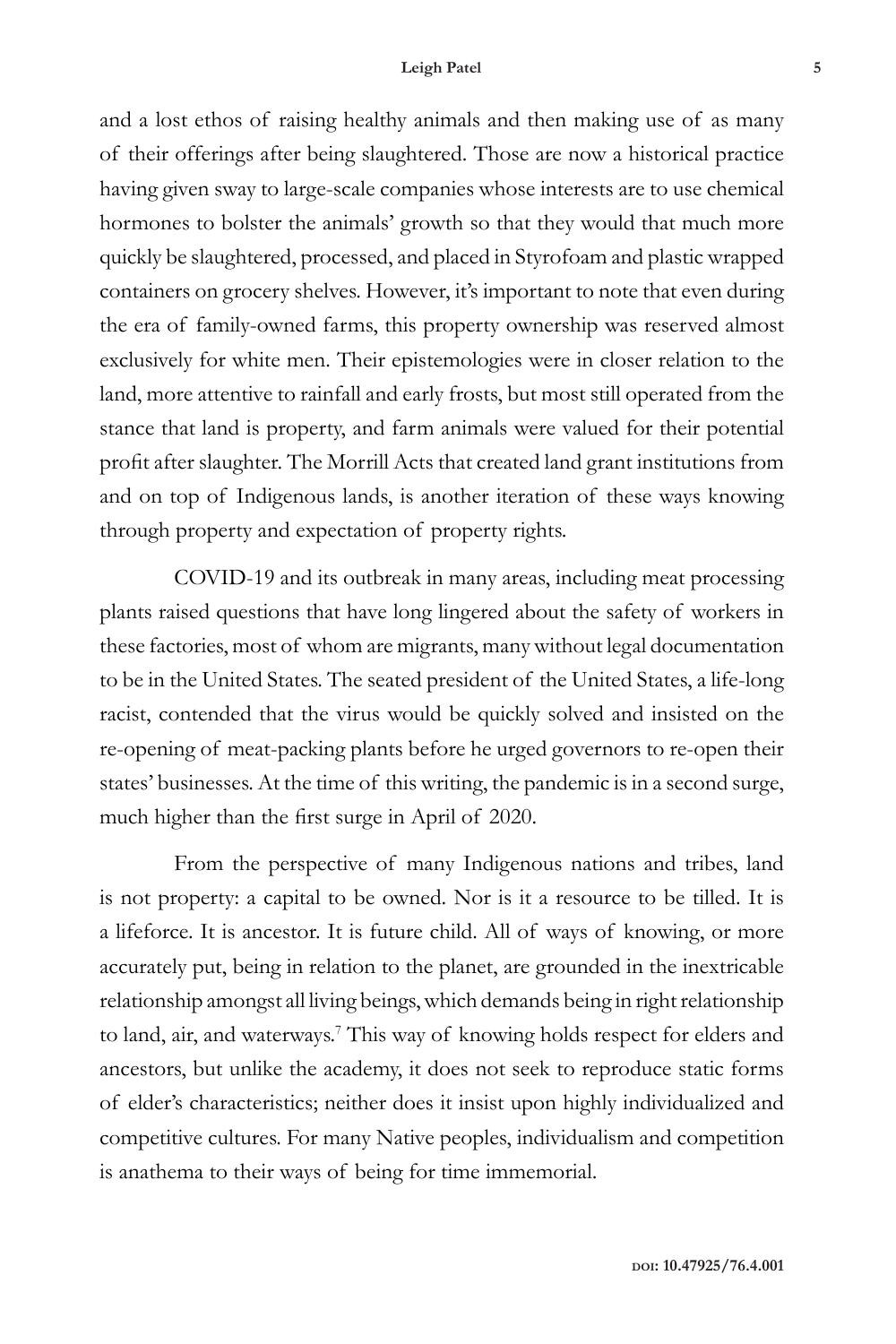and a lost ethos of raising healthy animals and then making use of as many of their offerings after being slaughtered. Those are now a historical practice having given sway to large-scale companies whose interests are to use chemical hormones to bolster the animals' growth so that they would that much more quickly be slaughtered, processed, and placed in Styrofoam and plastic wrapped containers on grocery shelves. However, it's important to note that even during the era of family-owned farms, this property ownership was reserved almost exclusively for white men. Their epistemologies were in closer relation to the land, more attentive to rainfall and early frosts, but most still operated from the stance that land is property, and farm animals were valued for their potential profit after slaughter. The Morrill Acts that created land grant institutions from and on top of Indigenous lands, is another iteration of these ways knowing through property and expectation of property rights.

COVID-19 and its outbreak in many areas, including meat processing plants raised questions that have long lingered about the safety of workers in these factories, most of whom are migrants, many without legal documentation to be in the United States. The seated president of the United States, a life-long racist, contended that the virus would be quickly solved and insisted on the re-opening of meat-packing plants before he urged governors to re-open their states' businesses. At the time of this writing, the pandemic is in a second surge, much higher than the first surge in April of 2020.

From the perspective of many Indigenous nations and tribes, land is not property: a capital to be owned. Nor is it a resource to be tilled. It is a lifeforce. It is ancestor. It is future child. All of ways of knowing, or more accurately put, being in relation to the planet, are grounded in the inextricable relationship amongst all living beings, which demands being in right relationship to land, air, and waterways.[7] This way of knowing holds respect for elders and ancestors, but unlike the academy, it does not seek to reproduce static forms of elder's characteristics; neither does it insist upon highly individualized and competitive cultures. For many Native peoples, individualism and competition is anathema to their ways of being for time immemorial.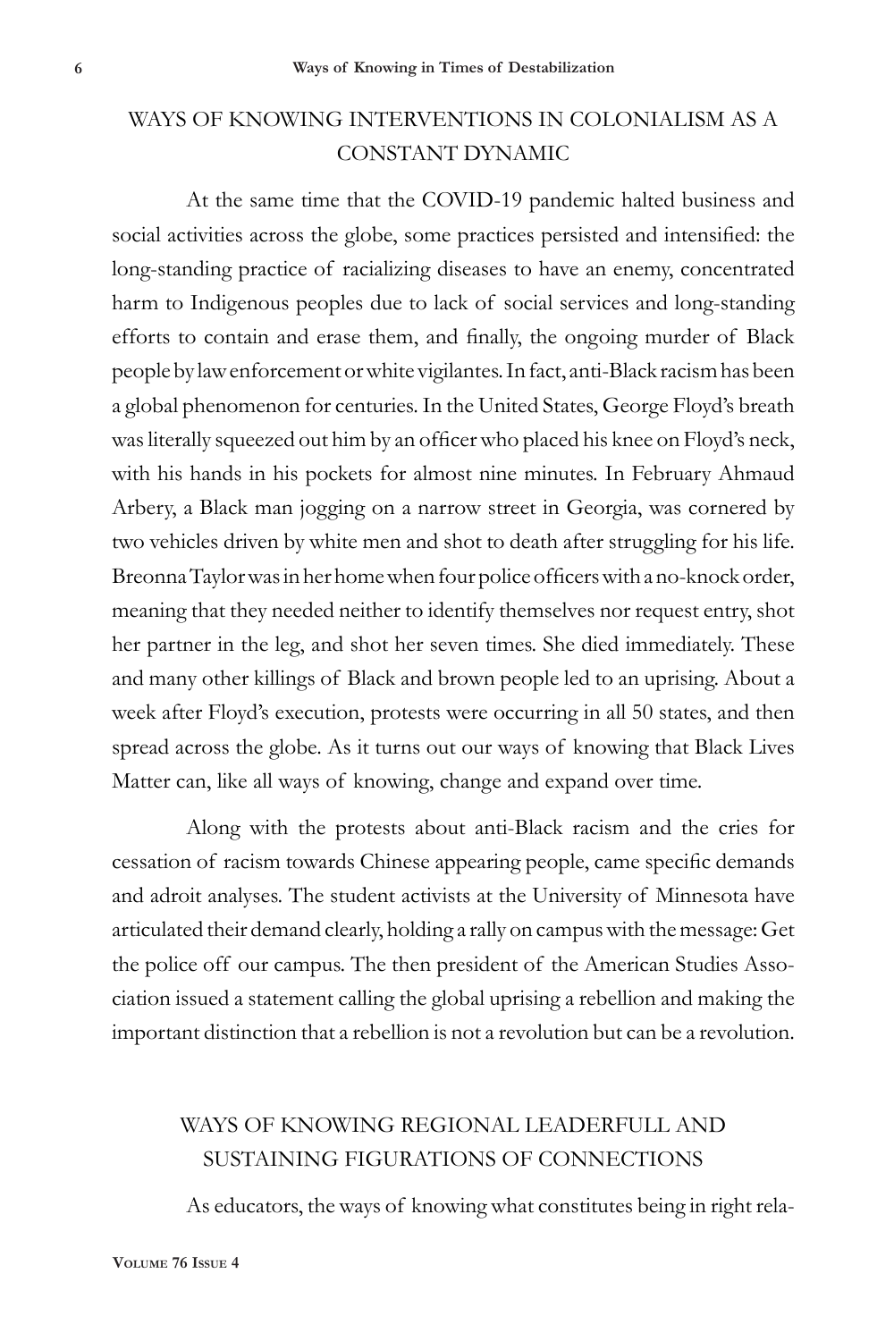## WAYS OF KNOWING INTERVENTIONS IN COLONIALISM AS A CONSTANT DYNAMIC

At the same time that the COVID-19 pandemic halted business and social activities across the globe, some practices persisted and intensified: the long-standing practice of racializing diseases to have an enemy, concentrated harm to Indigenous peoples due to lack of social services and long-standing efforts to contain and erase them, and finally, the ongoing murder of Black people by law enforcement or white vigilantes. In fact, anti-Black racism has been a global phenomenon for centuries. In the United States, George Floyd's breath was literally squeezed out him by an officer who placed his knee on Floyd's neck, with his hands in his pockets for almost nine minutes. In February Ahmaud Arbery, a Black man jogging on a narrow street in Georgia, was cornered by two vehicles driven by white men and shot to death after struggling for his life. Breonna Taylor was in her home when four police officers with a no-knock order, meaning that they needed neither to identify themselves nor request entry, shot her partner in the leg, and shot her seven times. She died immediately. These and many other killings of Black and brown people led to an uprising. About a week after Floyd's execution, protests were occurring in all 50 states, and then spread across the globe. As it turns out our ways of knowing that Black Lives Matter can, like all ways of knowing, change and expand over time.

Along with the protests about anti-Black racism and the cries for cessation of racism towards Chinese appearing people, came specific demands and adroit analyses. The student activists at the University of Minnesota have articulated their demand clearly, holding a rally on campus with the message: Get the police off our campus. The then president of the American Studies Association issued a statement calling the global uprising a rebellion and making the important distinction that a rebellion is not a revolution but can be a revolution.

## WAYS OF KNOWING REGIONAL LEADERFULL AND SUSTAINING FIGURATIONS OF CONNECTIONS

As educators, the ways of knowing what constitutes being in right rela-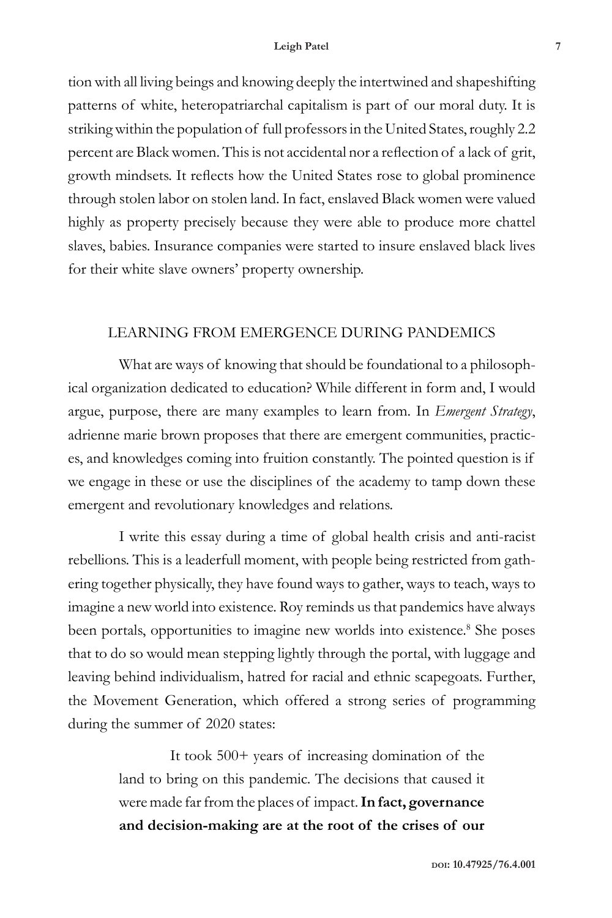tion with all living beings and knowing deeply the intertwined and shapeshifting patterns of white, heteropatriarchal capitalism is part of our moral duty. It is striking within the population of full professors in the United States, roughly 2.2 percent are Black women. This is not accidental nor a reflection of a lack of grit, growth mindsets. It reflects how the United States rose to global prominence through stolen labor on stolen land. In fact, enslaved Black women were valued highly as property precisely because they were able to produce more chattel slaves, babies. Insurance companies were started to insure enslaved black lives for their white slave owners' property ownership.

## LEARNING FROM EMERGENCE DURING PANDEMICS

What are ways of knowing that should be foundational to a philosophical organization dedicated to education? While different in form and, I would argue, purpose, there are many examples to learn from. In *Emergent Strategy*, adrienne marie brown proposes that there are emergent communities, practices, and knowledges coming into fruition constantly. The pointed question is if we engage in these or use the disciplines of the academy to tamp down these emergent and revolutionary knowledges and relations.

I write this essay during a time of global health crisis and anti-racist rebellions. This is a leaderfull moment, with people being restricted from gathering together physically, they have found ways to gather, ways to teach, ways to imagine a new world into existence. Roy reminds us that pandemics have always been portals, opportunities to imagine new worlds into existence.[8] She poses that to do so would mean stepping lightly through the portal, with luggage and leaving behind individualism, hatred for racial and ethnic scapegoats. Further, the Movement Generation, which offered a strong series of programming during the summer of 2020 states:

> It took 500+ years of increasing domination of the land to bring on this pandemic. The decisions that caused it were made far from the places of impact. **In fact, governance and decision-making are at the root of the crises of our**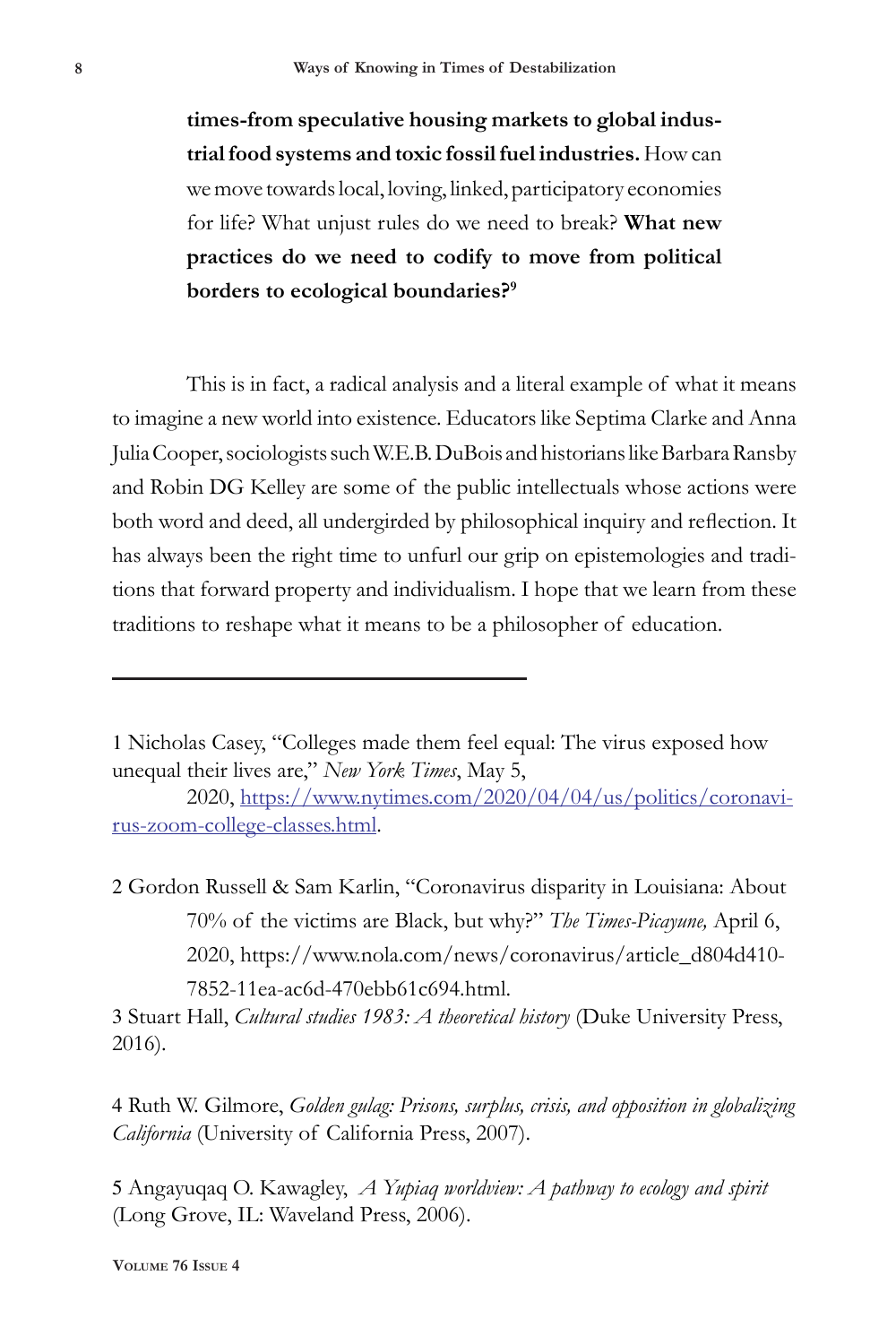**times-from speculative housing markets to global industrial food systems and toxic fossil fuel industries.** How can we move towards local, loving, linked, participatory economies for life? What unjust rules do we need to break? **What new practices do we need to codify to move from political borders to ecological boundaries?**[9]

This is in fact, a radical analysis and a literal example of what it means to imagine a new world into existence. Educators like Septima Clarke and Anna Julia Cooper, sociologists such W.E.B. DuBois and historians like Barbara Ransby and Robin DG Kelley are some of the public intellectuals whose actions were both word and deed, all undergirded by philosophical inquiry and reflection. It has always been the right time to unfurl our grip on epistemologies and traditions that forward property and individualism. I hope that we learn from these traditions to reshape what it means to be a philosopher of education.

---

1 Nicholas Casey, "Colleges made them feel equal: The virus exposed how unequal their lives are," *New York Times*, May 5, 2020, [https://www.nytimes.com/2020/04/04/us/politics/coronavirus-zoom-college-classes.html](https://www.nytimes.com/2020/04/04/us/politics/coronavirus-zoom-college-classes.html).

2 Gordon Russell & Sam Karlin, "Coronavirus disparity in Louisiana: About 70% of the victims are Black, but why?" *The Times-Picayune,* April 6, 2020, https://www.nola.com/news/coronavirus/article_d804d410-7852-11ea-ac6d-470ebb61c694.html.

3 Stuart Hall, *Cultural studies 1983: A theoretical history* (Duke University Press, 2016).

4 Ruth W. Gilmore, *Golden gulag: Prisons, surplus, crisis, and opposition in globalizing California* (University of California Press, 2007).

5 Angayuqaq O. Kawagley, *A Yupiaq worldview: A pathway to ecology and spirit* (Long Grove, IL: Waveland Press, 2006).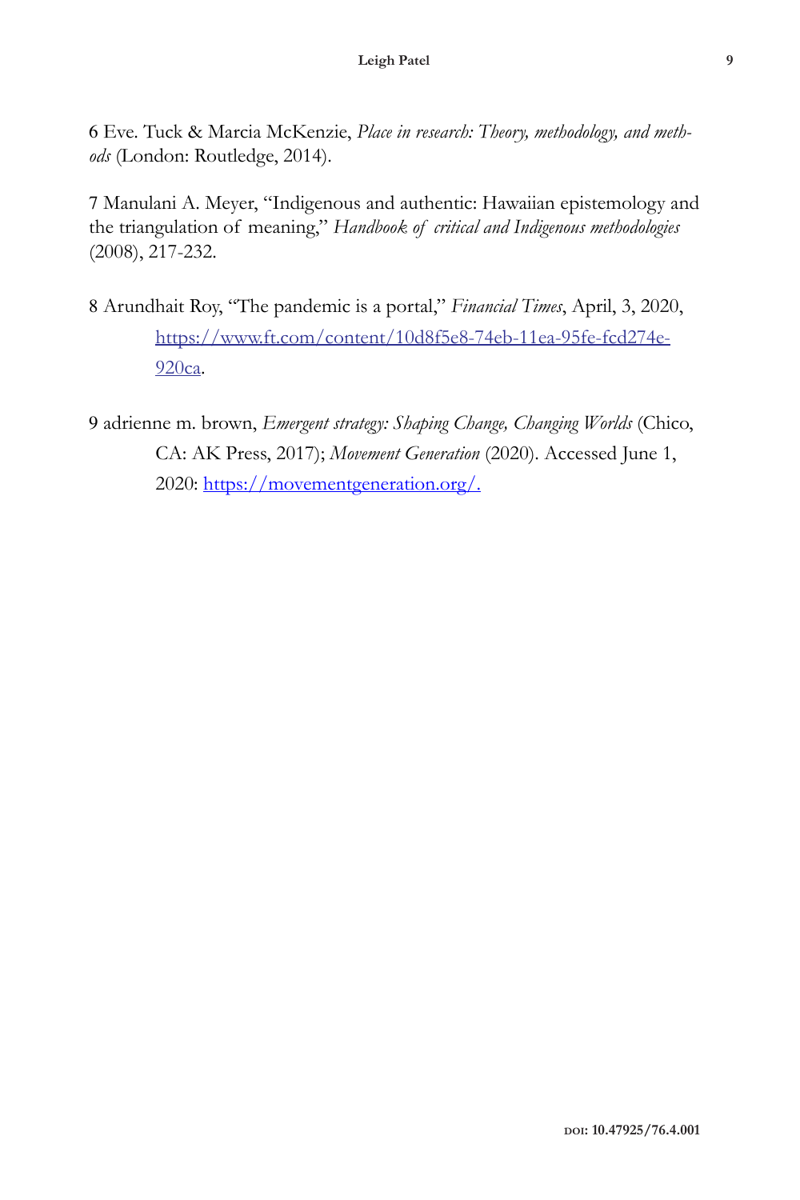6 Eve. Tuck & Marcia McKenzie, *Place in research: Theory, methodology, and methods* (London: Routledge, 2014).

7 Manulani A. Meyer, "Indigenous and authentic: Hawaiian epistemology and the triangulation of meaning," *Handbook of critical and Indigenous methodologies* (2008), 217-232.

8 Arundhait Roy, "The pandemic is a portal," *Financial Times*, April, 3, 2020, https://www.ft.com/content/10d8f5e8-74eb-11ea-95fe-fcd274e-920ca.

9 adrienne m. brown, *Emergent strategy: Shaping Change, Changing Worlds* (Chico, CA: AK Press, 2017); *Movement Generation* (2020). Accessed June 1, 2020: https://movementgeneration.org/.

DOI: 10.47925/76.4.001